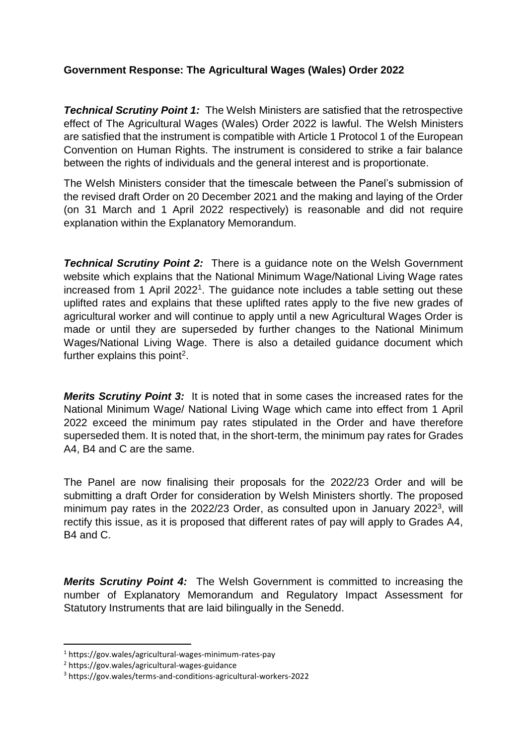**Government Response: The Agricultural Wages (Wales) Order 2022**

***Technical Scrutiny Point 1:*** The Welsh Ministers are satisfied that the retrospective effect of The Agricultural Wages (Wales) Order 2022 is lawful. The Welsh Ministers are satisfied that the instrument is compatible with Article 1 Protocol 1 of the European Convention on Human Rights. The instrument is considered to strike a fair balance between the rights of individuals and the general interest and is proportionate.

The Welsh Ministers consider that the timescale between the Panel's submission of the revised draft Order on 20 December 2021 and the making and laying of the Order (on 31 March and 1 April 2022 respectively) is reasonable and did not require explanation within the Explanatory Memorandum.

***Technical Scrutiny Point 2:*** There is a guidance note on the Welsh Government website which explains that the National Minimum Wage/National Living Wage rates increased from 1 April 2022[1]. The guidance note includes a table setting out these uplifted rates and explains that these uplifted rates apply to the five new grades of agricultural worker and will continue to apply until a new Agricultural Wages Order is made or until they are superseded by further changes to the National Minimum Wages/National Living Wage. There is also a detailed guidance document which further explains this point[2].

***Merits Scrutiny Point 3:*** It is noted that in some cases the increased rates for the National Minimum Wage/ National Living Wage which came into effect from 1 April 2022 exceed the minimum pay rates stipulated in the Order and have therefore superseded them. It is noted that, in the short-term, the minimum pay rates for Grades A4, B4 and C are the same.

The Panel are now finalising their proposals for the 2022/23 Order and will be submitting a draft Order for consideration by Welsh Ministers shortly. The proposed minimum pay rates in the 2022/23 Order, as consulted upon in January 2022[3], will rectify this issue, as it is proposed that different rates of pay will apply to Grades A4, B4 and C.

***Merits Scrutiny Point 4:*** The Welsh Government is committed to increasing the number of Explanatory Memorandum and Regulatory Impact Assessment for Statutory Instruments that are laid bilingually in the Senedd.

---

[1] https://gov.wales/agricultural-wages-minimum-rates-pay

[2] https://gov.wales/agricultural-wages-guidance

[3] https://gov.wales/terms-and-conditions-agricultural-workers-2022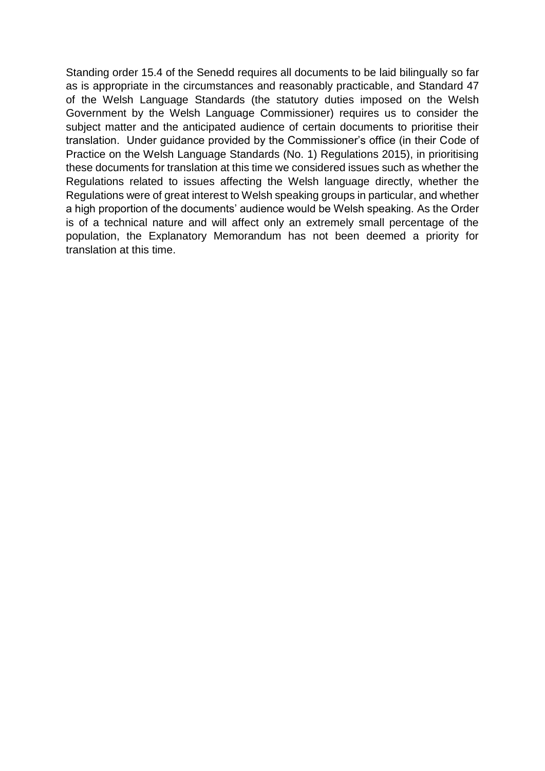Standing order 15.4 of the Senedd requires all documents to be laid bilingually so far as is appropriate in the circumstances and reasonably practicable, and Standard 47 of the Welsh Language Standards (the statutory duties imposed on the Welsh Government by the Welsh Language Commissioner) requires us to consider the subject matter and the anticipated audience of certain documents to prioritise their translation. Under guidance provided by the Commissioner's office (in their Code of Practice on the Welsh Language Standards (No. 1) Regulations 2015), in prioritising these documents for translation at this time we considered issues such as whether the Regulations related to issues affecting the Welsh language directly, whether the Regulations were of great interest to Welsh speaking groups in particular, and whether a high proportion of the documents' audience would be Welsh speaking. As the Order is of a technical nature and will affect only an extremely small percentage of the population, the Explanatory Memorandum has not been deemed a priority for translation at this time.